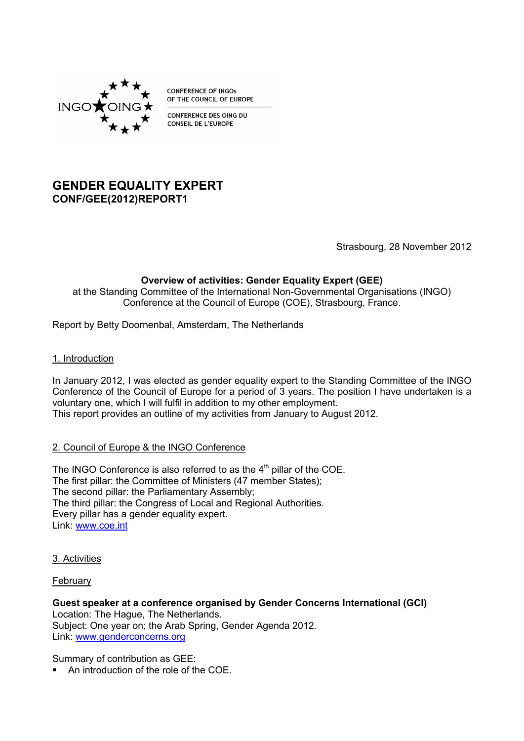CONFERENCE OF INGOs
OF THE COUNCIL OF EUROPE

CONFERENCE DES OING DU
CONSEIL DE L'EUROPE

# GENDER EQUALITY EXPERT
**CONF/GEE(2012)REPORT1**

Strasbourg, 28 November 2012

**Overview of activities: Gender Equality Expert (GEE)**
at the Standing Committee of the International Non-Governmental Organisations (INGO) Conference at the Council of Europe (COE), Strasbourg, France.

Report by Betty Doornenbal, Amsterdam, The Netherlands

## 1. Introduction

In January 2012, I was elected as gender equality expert to the Standing Committee of the INGO Conference of the Council of Europe for a period of 3 years. The position I have undertaken is a voluntary one, which I will fulfil in addition to my other employment.
This report provides an outline of my activities from January to August 2012.

## 2. Council of Europe & the INGO Conference

The INGO Conference is also referred to as the 4th pillar of the COE.
The first pillar: the Committee of Ministers (47 member States);
The second pillar: the Parliamentary Assembly;
The third pillar: the Congress of Local and Regional Authorities.
Every pillar has a gender equality expert.
Link: www.coe.int

## 3. Activities

### February

**Guest speaker at a conference organised by Gender Concerns International (GCI)**
Location: The Hague, The Netherlands.
Subject: One year on; the Arab Spring, Gender Agenda 2012.
Link: www.genderconcerns.org

Summary of contribution as GEE:

- An introduction of the role of the COE.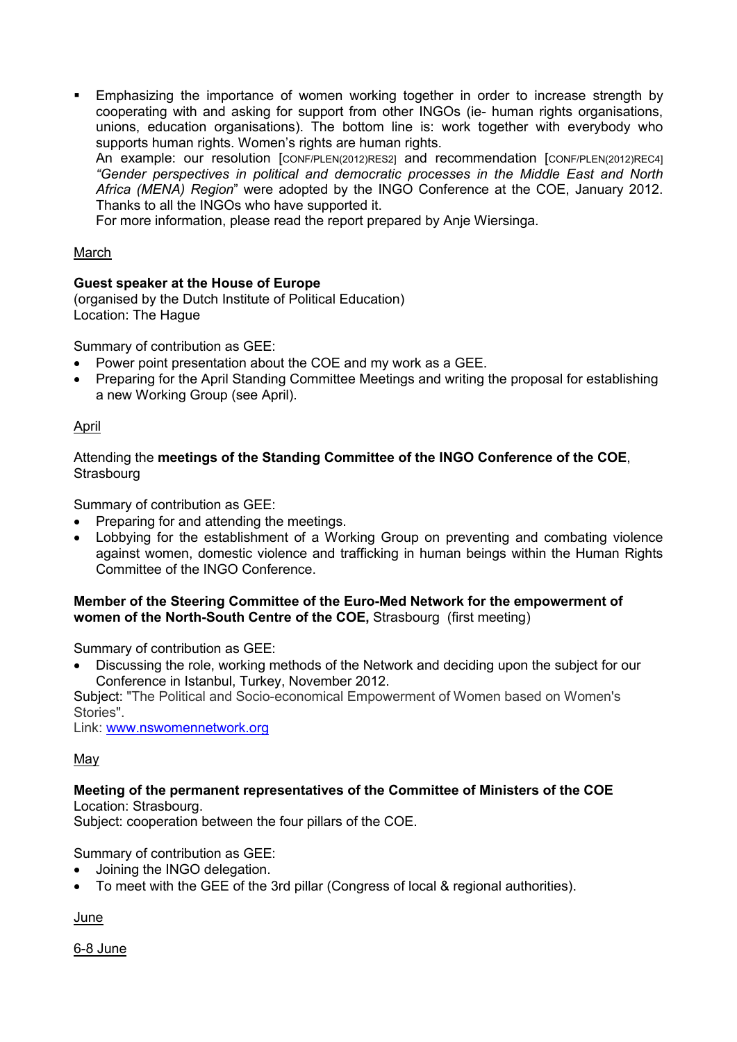- Emphasizing the importance of women working together in order to increase strength by cooperating with and asking for support from other INGOs (ie- human rights organisations, unions, education organisations). The bottom line is: work together with everybody who supports human rights. Women's rights are human rights.
  An example: our resolution [CONF/PLEN(2012)RES2] and recommendation [CONF/PLEN(2012)REC4] *"Gender perspectives in political and democratic processes in the Middle East and North Africa (MENA) Region*" were adopted by the INGO Conference at the COE, January 2012. Thanks to all the INGOs who have supported it.
  For more information, please read the report prepared by Anje Wiersinga.

March

**Guest speaker at the House of Europe**
(organised by the Dutch Institute of Political Education)
Location: The Hague

Summary of contribution as GEE:

- Power point presentation about the COE and my work as a GEE.
- Preparing for the April Standing Committee Meetings and writing the proposal for establishing a new Working Group (see April).

April

Attending the **meetings of the Standing Committee of the INGO Conference of the COE**, Strasbourg

Summary of contribution as GEE:

- Preparing for and attending the meetings.
- Lobbying for the establishment of a Working Group on preventing and combating violence against women, domestic violence and trafficking in human beings within the Human Rights Committee of the INGO Conference.

**Member of the Steering Committee of the Euro-Med Network for the empowerment of women of the North-South Centre of the COE,** Strasbourg (first meeting)

Summary of contribution as GEE:

- Discussing the role, working methods of the Network and deciding upon the subject for our Conference in Istanbul, Turkey, November 2012.

Subject: "The Political and Socio-economical Empowerment of Women based on Women's Stories".
Link: www.nswomennetwork.org

May

**Meeting of the permanent representatives of the Committee of Ministers of the COE**
Location: Strasbourg.
Subject: cooperation between the four pillars of the COE.

Summary of contribution as GEE:

- Joining the INGO delegation.
- To meet with the GEE of the 3rd pillar (Congress of local & regional authorities).

June

6-8 June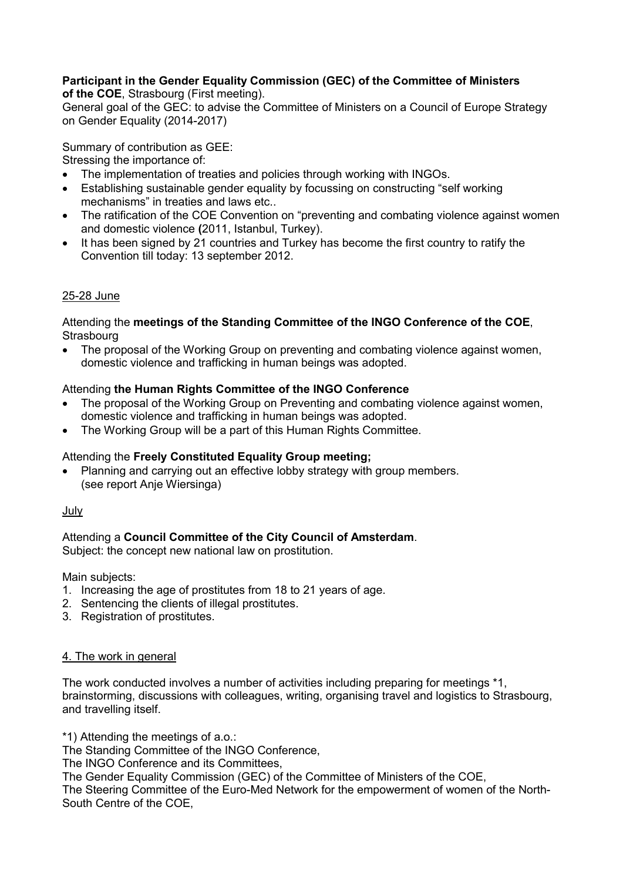**Participant in the Gender Equality Commission (GEC) of the Committee of Ministers of the COE**, Strasbourg (First meeting).
General goal of the GEC: to advise the Committee of Ministers on a Council of Europe Strategy on Gender Equality (2014-2017)

Summary of contribution as GEE:
Stressing the importance of:

- The implementation of treaties and policies through working with INGOs.
- Establishing sustainable gender equality by focussing on constructing "self working mechanisms" in treaties and laws etc..
- The ratification of the COE Convention on "preventing and combating violence against women and domestic violence **(**2011, Istanbul, Turkey).
- It has been signed by 21 countries and Turkey has become the first country to ratify the Convention till today: 13 september 2012.

<u>25-28 June</u>

Attending the **meetings of the Standing Committee of the INGO Conference of the COE**, Strasbourg

- The proposal of the Working Group on preventing and combating violence against women, domestic violence and trafficking in human beings was adopted.

Attending **the Human Rights Committee of the INGO Conference**

- The proposal of the Working Group on Preventing and combating violence against women, domestic violence and trafficking in human beings was adopted.
- The Working Group will be a part of this Human Rights Committee.

Attending the **Freely Constituted Equality Group meeting;**

- Planning and carrying out an effective lobby strategy with group members. (see report Anje Wiersinga)

<u>July</u>

Attending a **Council Committee of the City Council of Amsterdam**.
Subject: the concept new national law on prostitution.

Main subjects:

1. Increasing the age of prostitutes from 18 to 21 years of age.
2. Sentencing the clients of illegal prostitutes.
3. Registration of prostitutes.

<u>4. The work in general</u>

The work conducted involves a number of activities including preparing for meetings *1, brainstorming, discussions with colleagues, writing, organising travel and logistics to Strasbourg, and travelling itself.

*1) Attending the meetings of a.o.:
The Standing Committee of the INGO Conference,
The INGO Conference and its Committees,
The Gender Equality Commission (GEC) of the Committee of Ministers of the COE,
The Steering Committee of the Euro-Med Network for the empowerment of women of the North-South Centre of the COE,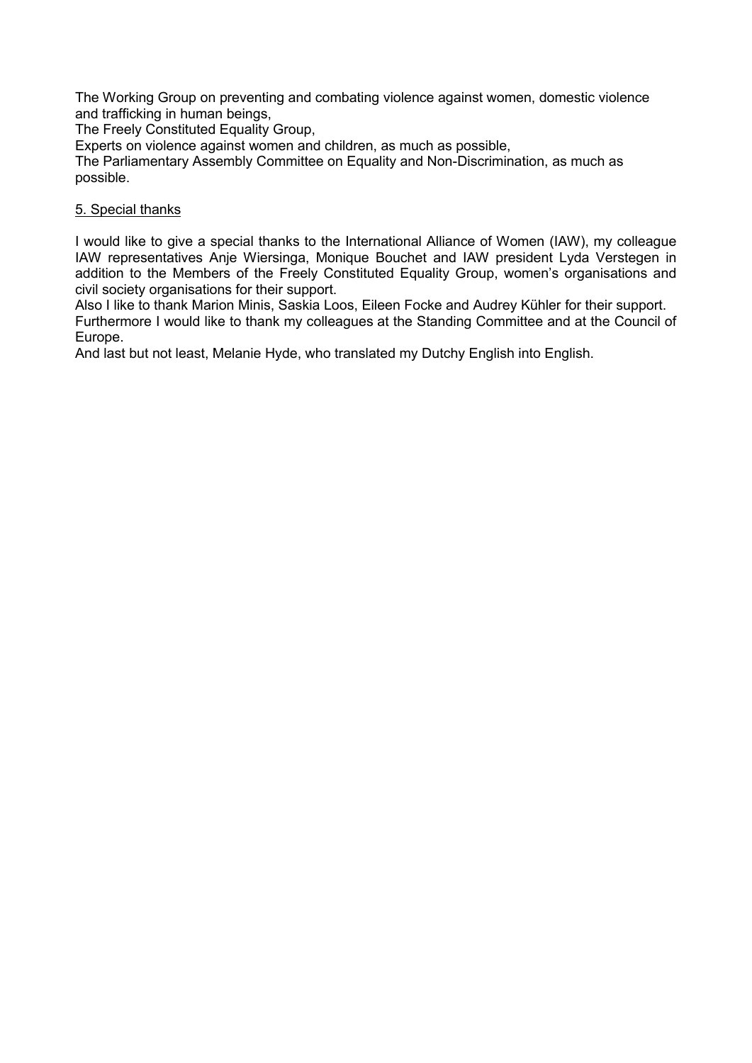The Working Group on preventing and combating violence against women, domestic violence and trafficking in human beings,

The Freely Constituted Equality Group,

Experts on violence against women and children, as much as possible,

The Parliamentary Assembly Committee on Equality and Non-Discrimination, as much as possible.

## 5. Special thanks

I would like to give a special thanks to the International Alliance of Women (IAW), my colleague IAW representatives Anje Wiersinga, Monique Bouchet and IAW president Lyda Verstegen in addition to the Members of the Freely Constituted Equality Group, women's organisations and civil society organisations for their support.

Also I like to thank Marion Minis, Saskia Loos, Eileen Focke and Audrey Kühler for their support.

Furthermore I would like to thank my colleagues at the Standing Committee and at the Council of Europe.

And last but not least, Melanie Hyde, who translated my Dutchy English into English.